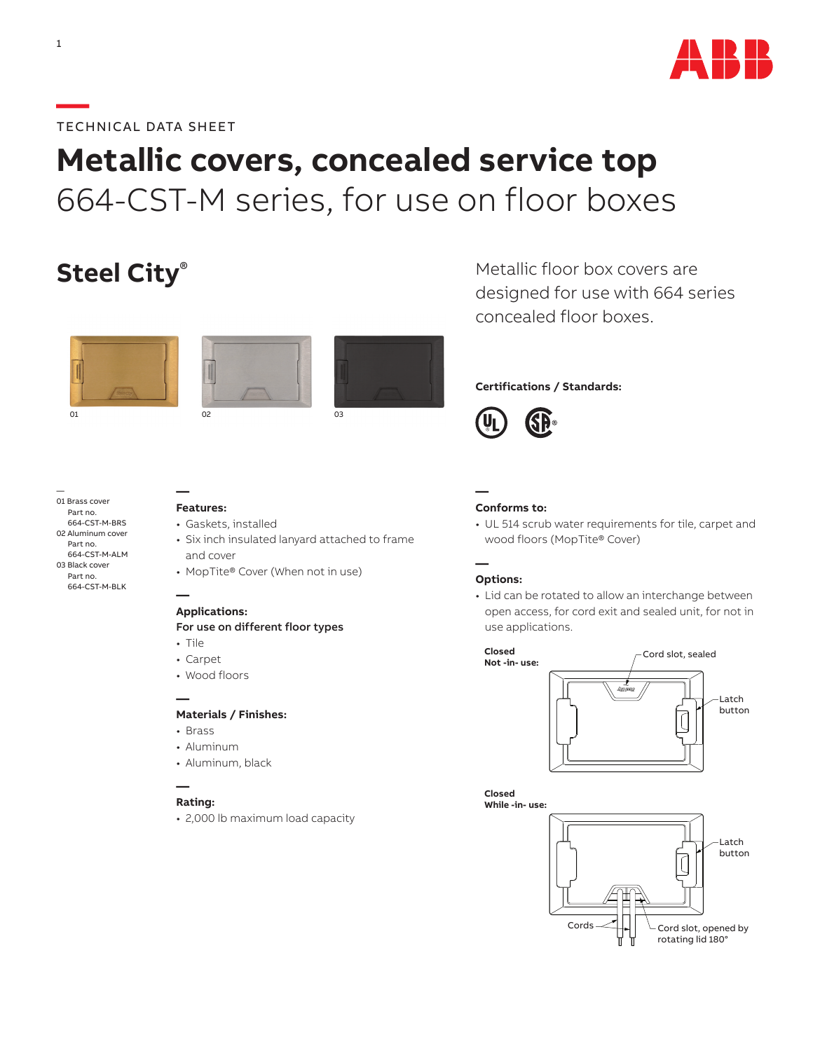TECHNICAL DATA SHEET

# Metallic covers, concealed service top

## 664-CST-M series, for use on floor boxes

## Steel City®

Metallic floor box covers are designed for use with 664 series concealed floor boxes.

01 02 03

**Certifications / Standards:**

01 Brass cover
Part no.
664-CST-M-BRS

02 Aluminum cover
Part no.
664-CST-M-ALM

03 Black cover
Part no.
664-CST-M-BLK

**Features:**

- Gaskets, installed
- Six inch insulated lanyard attached to frame and cover
- MopTite® Cover (When not in use)

**Applications:**

**For use on different floor types**

- Tile
- Carpet
- Wood floors

**Materials / Finishes:**

- Brass
- Aluminum
- Aluminum, black

**Rating:**

- 2,000 lb maximum load capacity

**Conforms to:**

- UL 514 scrub water requirements for tile, carpet and wood floors (MopTite® Cover)

**Options:**

- Lid can be rotated to allow an interchange between open access, for cord exit and sealed unit, for not in use applications.

**Closed**
**Not -in- use:**

Cord slot, sealed

Latch button

**Closed**
**While -in- use:**

Latch button

Cords

Cord slot, opened by rotating lid 180°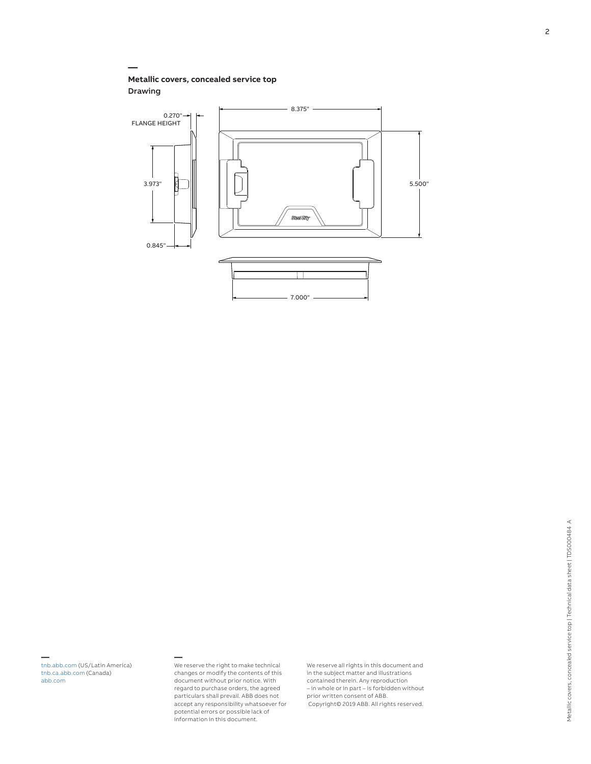## Metallic covers, concealed service top

### Drawing

0.270"
FLANGE HEIGHT

8.375"

3.973"

5.500"

0.845"

7.000"

tnb.abb.com (US/Latin America)
tnb.ca.abb.com (Canada)
abb.com

We reserve the right to make technical changes or modify the contents of this document without prior notice. With regard to purchase orders, the agreed particulars shall prevail. ABB does not accept any responsibility whatsoever for potential errors or possible lack of information in this document.

We reserve all rights in this document and in the subject matter and illustrations contained therein. Any reproduction – in whole or in part – is forbidden without prior written consent of ABB.
Copyright© 2019 ABB. All rights reserved.